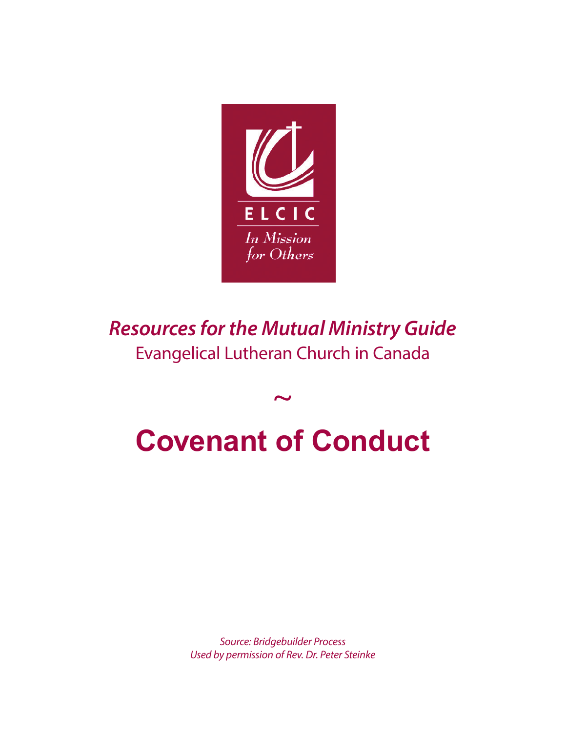ELCIC

*In Mission for Others*

***Resources for the Mutual Ministry Guide***

Evangelical Lutheran Church in Canada

~

# Covenant of Conduct

*Source: Bridgebuilder Process*
*Used by permission of Rev. Dr. Peter Steinke*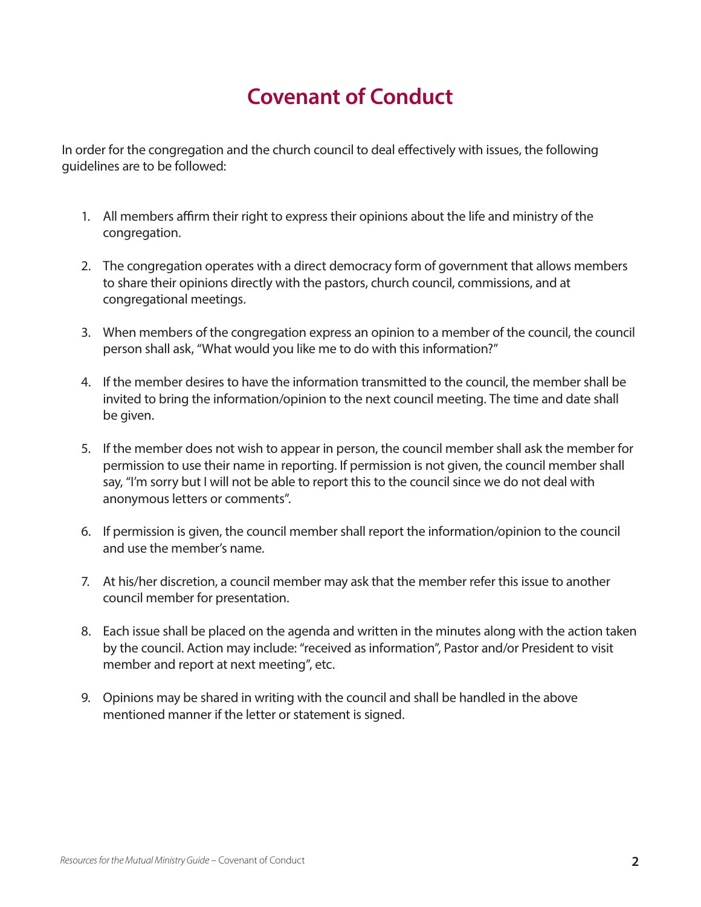# Covenant of Conduct

In order for the congregation and the church council to deal effectively with issues, the following guidelines are to be followed:

1. All members affirm their right to express their opinions about the life and ministry of the congregation.

2. The congregation operates with a direct democracy form of government that allows members to share their opinions directly with the pastors, church council, commissions, and at congregational meetings.

3. When members of the congregation express an opinion to a member of the council, the council person shall ask, "What would you like me to do with this information?"

4. If the member desires to have the information transmitted to the council, the member shall be invited to bring the information/opinion to the next council meeting. The time and date shall be given.

5. If the member does not wish to appear in person, the council member shall ask the member for permission to use their name in reporting. If permission is not given, the council member shall say, "I'm sorry but I will not be able to report this to the council since we do not deal with anonymous letters or comments".

6. If permission is given, the council member shall report the information/opinion to the council and use the member's name.

7. At his/her discretion, a council member may ask that the member refer this issue to another council member for presentation.

8. Each issue shall be placed on the agenda and written in the minutes along with the action taken by the council. Action may include: "received as information", Pastor and/or President to visit member and report at next meeting", etc.

9. Opinions may be shared in writing with the council and shall be handled in the above mentioned manner if the letter or statement is signed.